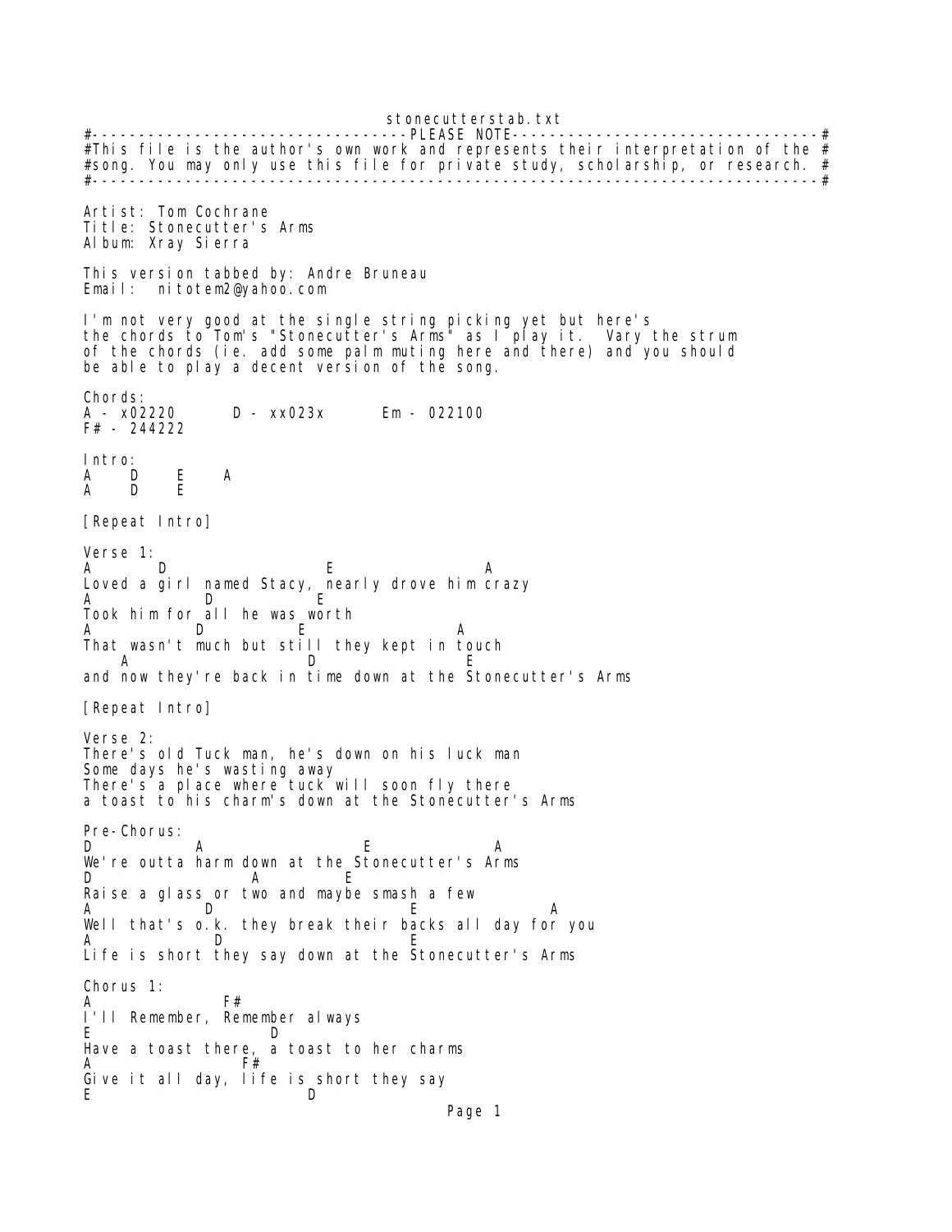stonecutterstab.txt

```
#----------------------------------PLEASE NOTE---------------------------------#
#This file is the author's own work and represents their interpretation of the #
#song. You may only use this file for private study, scholarship, or research. #
#------------------------------------------------------------------------------#

Artist: Tom Cochrane
Title: Stonecutter's Arms
Album: Xray Sierra

This version tabbed by: Andre Bruneau
Email:  nitotem2@yahoo.com

I'm not very good at the single string picking yet but here's
the chords to Tom's "Stonecutter's Arms" as I play it.  Vary the strum
of the chords (ie. add some palm muting here and there) and you should
be able to play a decent version of the song.

Chords:
A - x02220       D - xx023x       Em - 022100
F# - 244222

Intro:
A    D    E    A
A    D    E

[Repeat Intro]

Verse 1:
A       D                  E                 A
Loved a girl named Stacy, nearly drove him crazy
A           D           E
Took him for all he was worth
A           D          E               A
That wasn't much but still they kept in touch
    A                  D                E
and now they're back in time down at the Stonecutter's Arms

[Repeat Intro]

Verse 2:
There's old Tuck man, he's down on his luck man
Some days he's wasting away
There's a place where tuck will soon fly there
a toast to his charm's down at the Stonecutter's Arms

Pre-Chorus:
D            A                  E              A
We're outta harm down at the Stonecutter's Arms
D                 A        E
Raise a glass or two and maybe smash a few
A           D                      E              A
Well that's o.k. they break their backs all day for you
A           D                      E
Life is short they say down at the Stonecutter's Arms

Chorus 1:
A              F#
I'll Remember, Remember always
E                   D
Have a toast there, a toast to her charms
A               F#
Give it all day, life is short they say
E                        D
```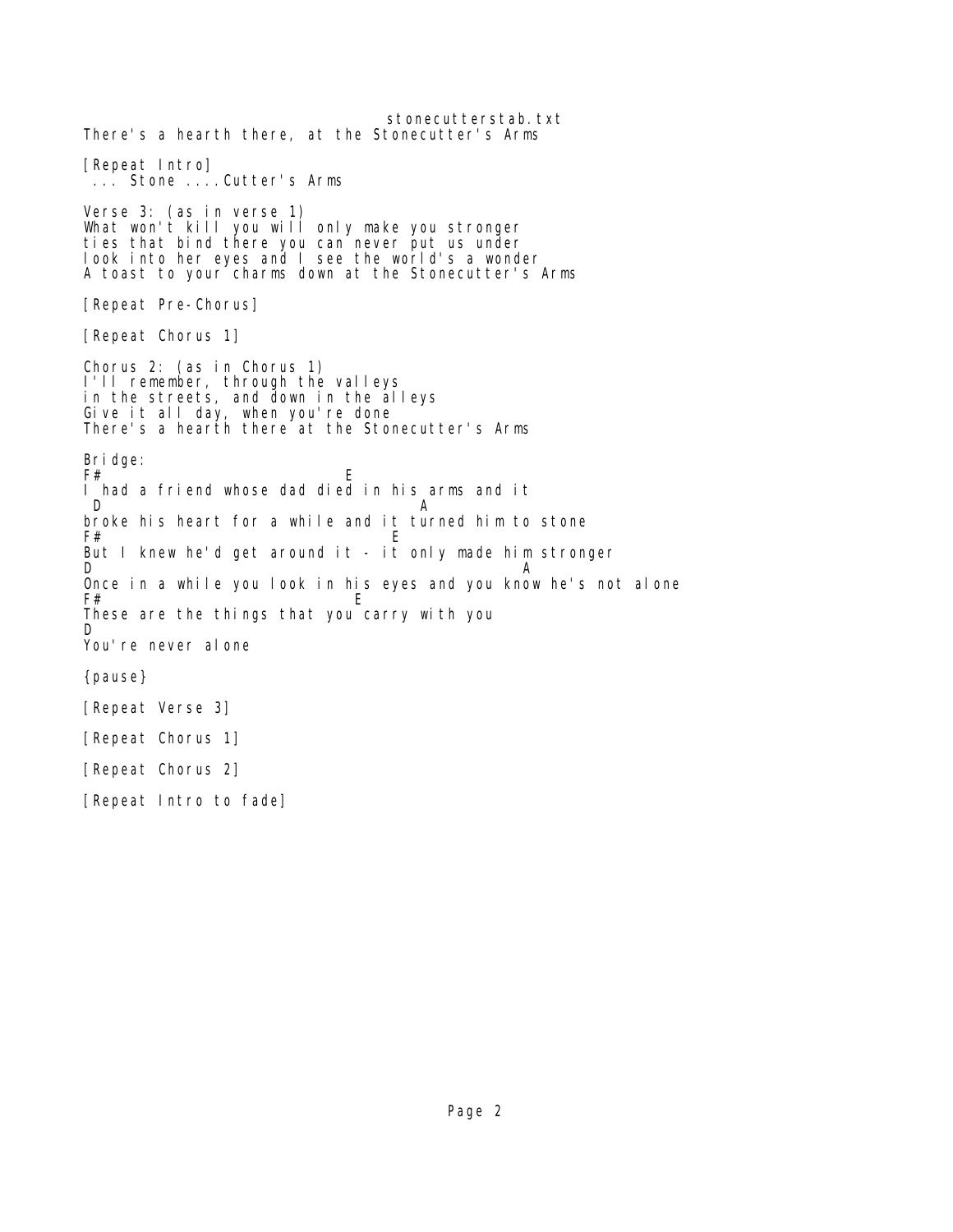There's a hearth there, at the Stonecutter's Arms

[Repeat Intro]
... Stone ....Cutter's Arms

Verse 3: (as in verse 1)
What won't kill you will only make you stronger
ties that bind there you can never put us under
look into her eyes and I see the world's a wonder
A toast to your charms down at the Stonecutter's Arms

[Repeat Pre-Chorus]

[Repeat Chorus 1]

Chorus 2: (as in Chorus 1)
I'll remember, through the valleys
in the streets, and down in the alleys
Give it all day, when you're done
There's a hearth there at the Stonecutter's Arms

Bridge:

```
F#                            E
I had a friend whose dad died in his arms and it
 D                                      A
broke his heart for a while and it turned him to stone
F#                                E
But I knew he'd get around it - it only made him stronger
D                                                   A
Once in a while you look in his eyes and you know he's not alone
F#                             E
These are the things that you carry with you
D
You're never alone
```

{pause}

[Repeat Verse 3]

[Repeat Chorus 1]

[Repeat Chorus 2]

[Repeat Intro to fade]